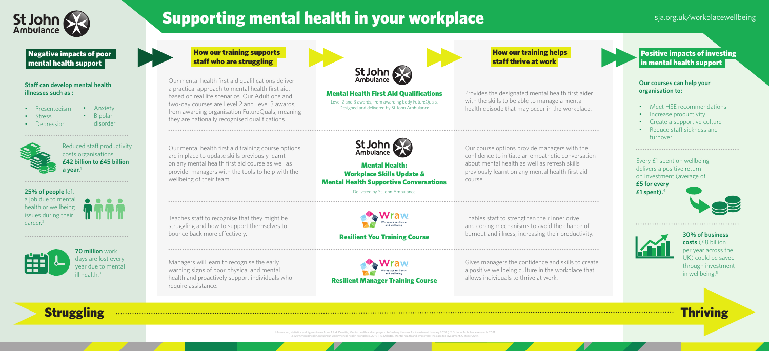# Supporting mental health in your workplace

sja.org.uk/workplacewellbeing

## Negative impacts of poor mental health support

**Staff can develop mental health illnesses such as :**

- Presenteeism
- Stress
- Depression
- Anxiety
- Bipolar disorder

Reduced staff productivity costs organisations **£42 billion to £45 billion a year.**[1]

**25% of people** left a job due to mental health or wellbeing issues during their career.[2]

**70 million** work days are lost every year due to mental ill health.[3]

## How our training supports staff who are struggling

## How our training helps staff thrive at work

### Mental Health First Aid Qualifications

Level 2 and 3 awards, from awarding body FutureQuals. Designed and delivered by St John Ambulance

Our mental health first aid qualifications deliver a practical approach to mental health first aid, based on real life scenarios. Our Adult one and two-day courses are Level 2 and Level 3 awards, from awarding organisation FutureQuals, meaning they are nationally recognised qualifications.

Provides the designated mental health first aider with the skills to be able to manage a mental health episode that may occur in the workplace.

### Mental Health: Workplace Skills Update & Mental Health Supportive Conversations

Delivered by St John Ambulance

Our mental health first aid training course options are in place to update skills previously learnt on any mental health first aid course as well as provide managers with the tools to help with the wellbeing of their team.

Our course options provide managers with the confidence to initiate an empathetic conversation about mental health as well as refresh skills previously learnt on any mental health first aid course.

### Resilient You Training Course

Teaches staff to recognise that they might be struggling and how to support themselves to bounce back more effectively.

Enables staff to strengthen their inner drive and coping mechanisms to avoid the chance of burnout and illness, increasing their productivity.

### Resilient Manager Training Course

Managers will learn to recognise the early warning signs of poor physical and mental health and proactively support individuals who require assistance.

Gives managers the confidence and skills to create a positive wellbeing culture in the workplace that allows individuals to thrive at work.

## Positive impacts of investing in mental health support

**Our courses can help your organisation to:**

- Meet HSE recommendations
- Increase productivity
- Create a supportive culture
- Reduce staff sickness and turnover

Every £1 spent on wellbeing delivers a positive return on investment (average of **£5 for every £1 spent).**[4]

**30% of business costs** (£8 billion per year across the UK) could be saved through investment in wellbeing.[5]

**Struggling** → **Thriving**

Information, statistics and figures taken from: 1 & 4. Deloitte, Mental health and employers: Refreshing the case for investment, January 2020 | 2. St John Ambulance research, 2021 3. www.mentalhealth.org.uk/our-work/mental-health-workplace, 2019 | 5. Deloitte, Mental health and employers: the case for investment, October 2017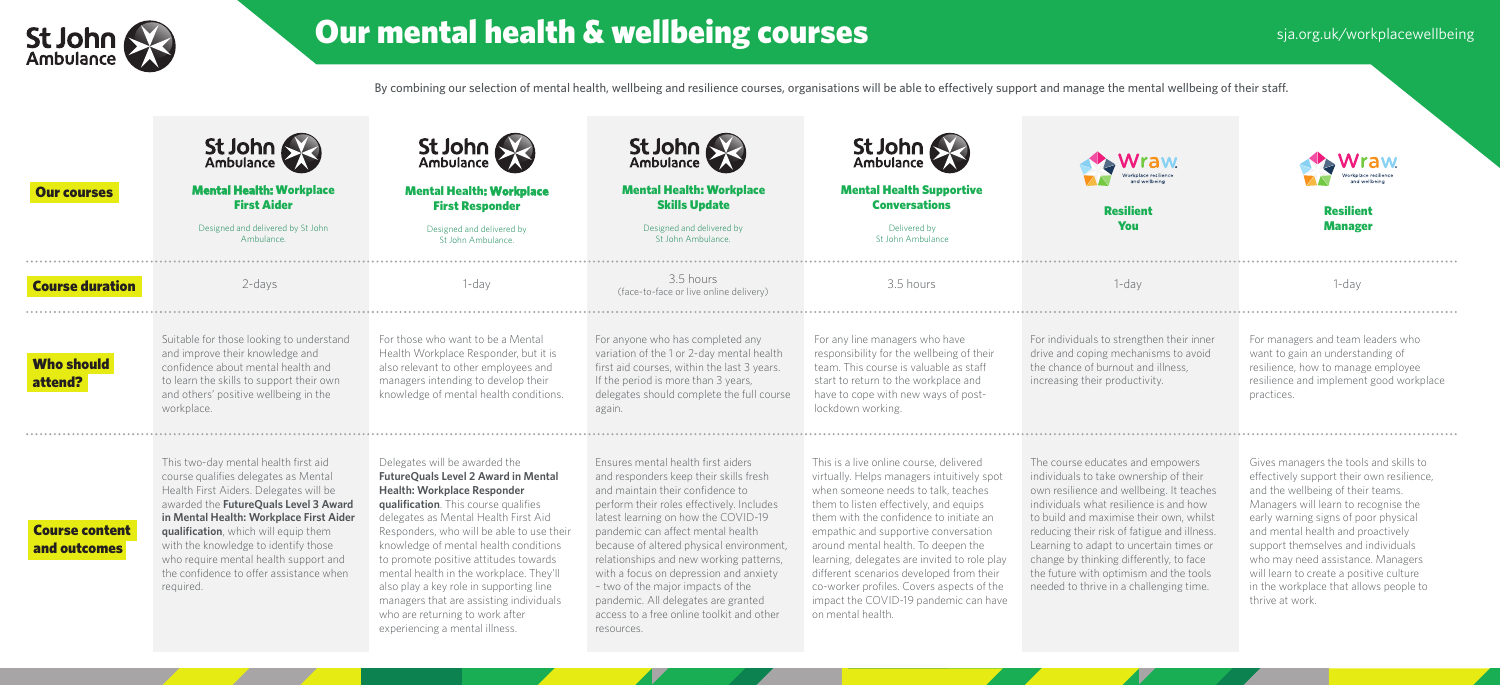# Our mental health & wellbeing courses

sja.org.uk/workplacewellbeing

By combining our selection of mental health, wellbeing and resilience courses, organisations will be able to effectively support and manage the mental wellbeing of their staff.

| Our courses | Mental Health: Workplace First Aider<br>Designed and delivered by St John Ambulance. | Mental Health: Workplace First Responder<br>Designed and delivered by St John Ambulance. | Mental Health: Workplace Skills Update<br>Designed and delivered by St John Ambulance. | Mental Health Supportive Conversations<br>Delivered by St John Ambulance | Resilient You | Resilient Manager |
|---|---|---|---|---|---|---|
| **Course duration** | 2-days | 1-day | 3.5 hours<br>(face-to-face or live online delivery) | 3.5 hours | 1-day | 1-day |
| **Who should attend?** | Suitable for those looking to understand and improve their knowledge and confidence about mental health and to learn the skills to support their own and others' positive wellbeing in the workplace. | For those who want to be a Mental Health Workplace Responder, but it is also relevant to other employees and managers intending to develop their knowledge of mental health conditions. | For anyone who has completed any variation of the 1 or 2-day mental health first aid courses, within the last 3 years. If the period is more than 3 years, delegates should complete the full course again. | For any line managers who have responsibility for the wellbeing of their team. This course is valuable as staff start to return to the workplace and have to cope with new ways of post-lockdown working. | For individuals to strengthen their inner drive and coping mechanisms to avoid the chance of burnout and illness, increasing their productivity. | For managers and team leaders who want to gain an understanding of resilience, how to manage employee resilience and implement good workplace practices. |
| **Course content and outcomes** | This two-day mental health first aid course qualifies delegates as Mental Health First Aiders. Delegates will be awarded the **FutureQuals Level 3 Award in Mental Health: Workplace First Aider qualification**, which will equip them with the knowledge to identify those who require mental health support and the confidence to offer assistance when required. | Delegates will be awarded the **FutureQuals Level 2 Award in Mental Health: Workplace Responder qualification**. This course qualifies delegates as Mental Health First Aid Responders, who will be able to use their knowledge of mental health conditions to promote positive attitudes towards mental health in the workplace. They'll also play a key role in supporting line managers that are assisting individuals who are returning to work after experiencing a mental illness. | Ensures mental health first aiders and responders keep their skills fresh and maintain their confidence to perform their roles effectively. Includes latest learning on how the COVID-19 pandemic can affect mental health because of altered physical environment, relationships and new working patterns, with a focus on depression and anxiety – two of the major impacts of the pandemic. All delegates are granted access to a free online toolkit and other resources. | This is a live online course, delivered virtually. Helps managers intuitively spot when someone needs to talk, teaches them to listen effectively, and equips them with the confidence to initiate an empathic and supportive conversation around mental health. To deepen the learning, delegates are invited to role play different scenarios developed from their co-worker profiles. Covers aspects of the impact the COVID-19 pandemic can have on mental health. | The course educates and empowers individuals to take ownership of their own resilience and wellbeing. It teaches individuals what resilience is and how to build and maximise their own, whilst reducing their risk of fatigue and illness. Learning to adapt to uncertain times or change by thinking differently, to face the future with optimism and the tools needed to thrive in a challenging time. | Gives managers the tools and skills to effectively support their own resilience, and the wellbeing of their teams. Managers will learn to recognise the early warning signs of poor physical and mental health and proactively support themselves and individuals who may need assistance. Managers will learn to create a positive culture in the workplace that allows people to thrive at work. |